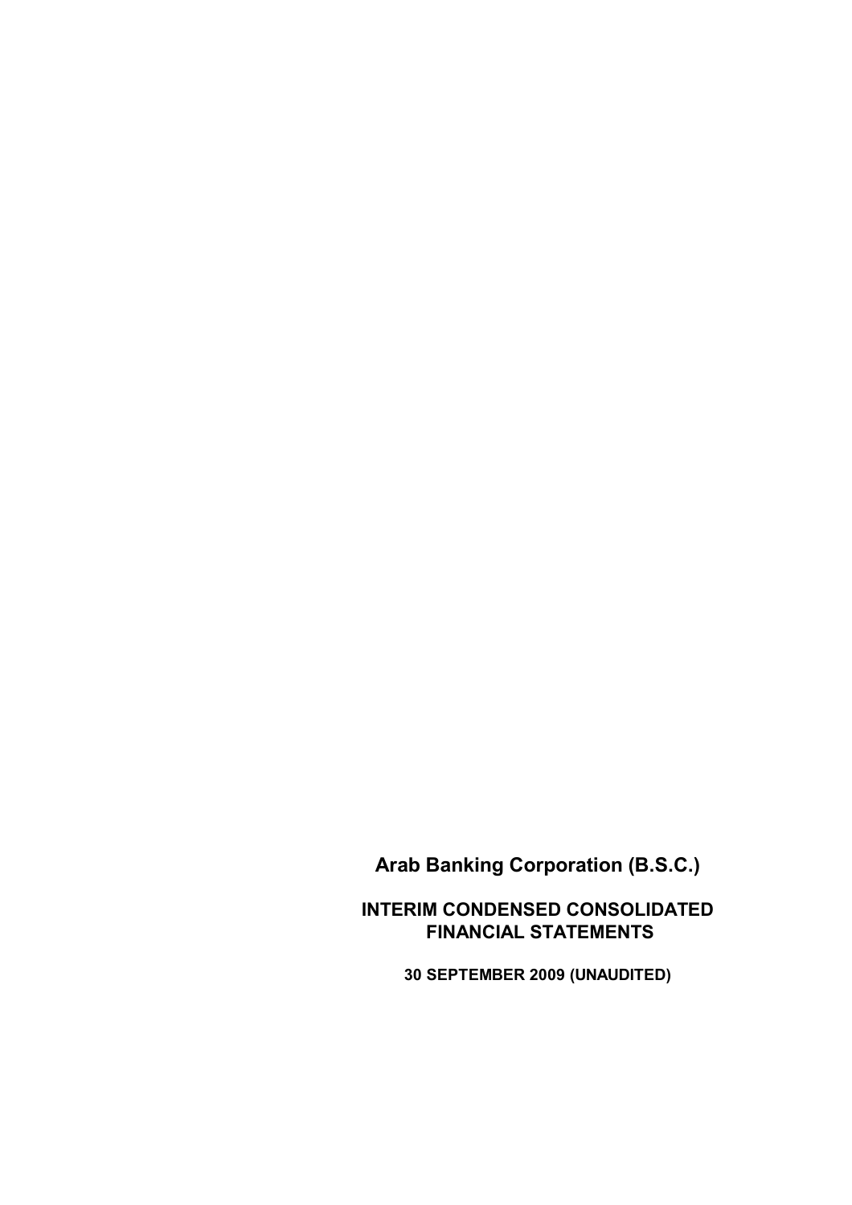# Arab Banking Corporation (B.S.C.)

## INTERIM CONDENSED CONSOLIDATED FINANCIAL STATEMENTS

**30 SEPTEMBER 2009 (UNAUDITED)**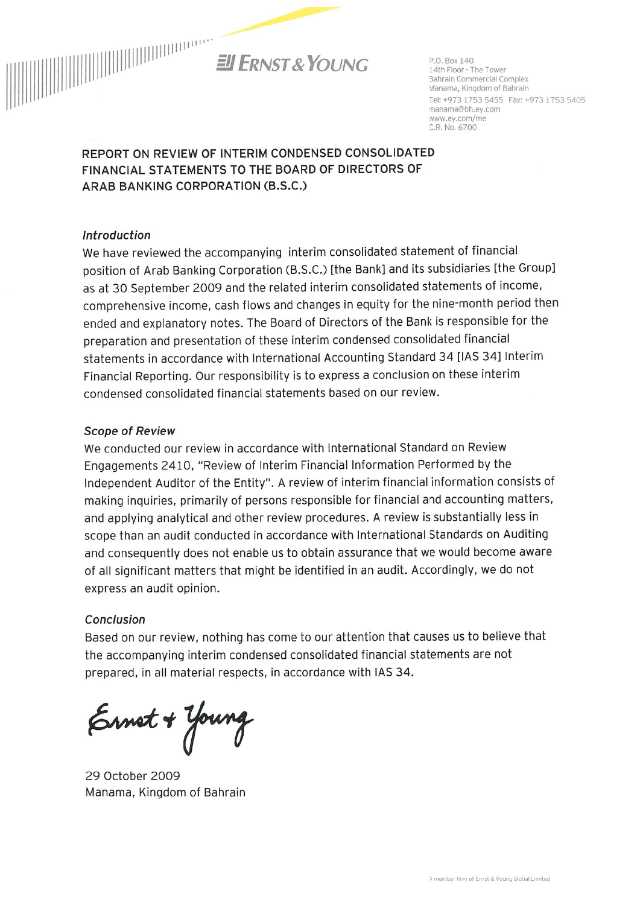ERNST & YOUNG

P.O. Box 140
14th Floor - The Tower
Bahrain Commercial Complex
Manama, Kingdom of Bahrain
Tel: +973 1753 5455 Fax: +973 1753 5405
manama@bh.ey.com
www.ey.com/me
C.R. No. 6700

# REPORT ON REVIEW OF INTERIM CONDENSED CONSOLIDATED FINANCIAL STATEMENTS TO THE BOARD OF DIRECTORS OF ARAB BANKING CORPORATION (B.S.C.)

### *Introduction*

We have reviewed the accompanying interim consolidated statement of financial position of Arab Banking Corporation (B.S.C.) [the Bank] and its subsidiaries [the Group] as at 30 September 2009 and the related interim consolidated statements of income, comprehensive income, cash flows and changes in equity for the nine-month period then ended and explanatory notes. The Board of Directors of the Bank is responsible for the preparation and presentation of these interim condensed consolidated financial statements in accordance with International Accounting Standard 34 [IAS 34] Interim Financial Reporting. Our responsibility is to express a conclusion on these interim condensed consolidated financial statements based on our review.

### *Scope of Review*

We conducted our review in accordance with International Standard on Review Engagements 2410, "Review of Interim Financial Information Performed by the Independent Auditor of the Entity". A review of interim financial information consists of making inquiries, primarily of persons responsible for financial and accounting matters, and applying analytical and other review procedures. A review is substantially less in scope than an audit conducted in accordance with International Standards on Auditing and consequently does not enable us to obtain assurance that we would become aware of all significant matters that might be identified in an audit. Accordingly, we do not express an audit opinion.

### *Conclusion*

Based on our review, nothing has come to our attention that causes us to believe that the accompanying interim condensed consolidated financial statements are not prepared, in all material respects, in accordance with IAS 34.

Ernst + Young

29 October 2009
Manama, Kingdom of Bahrain

A member firm of Ernst & Young Global Limited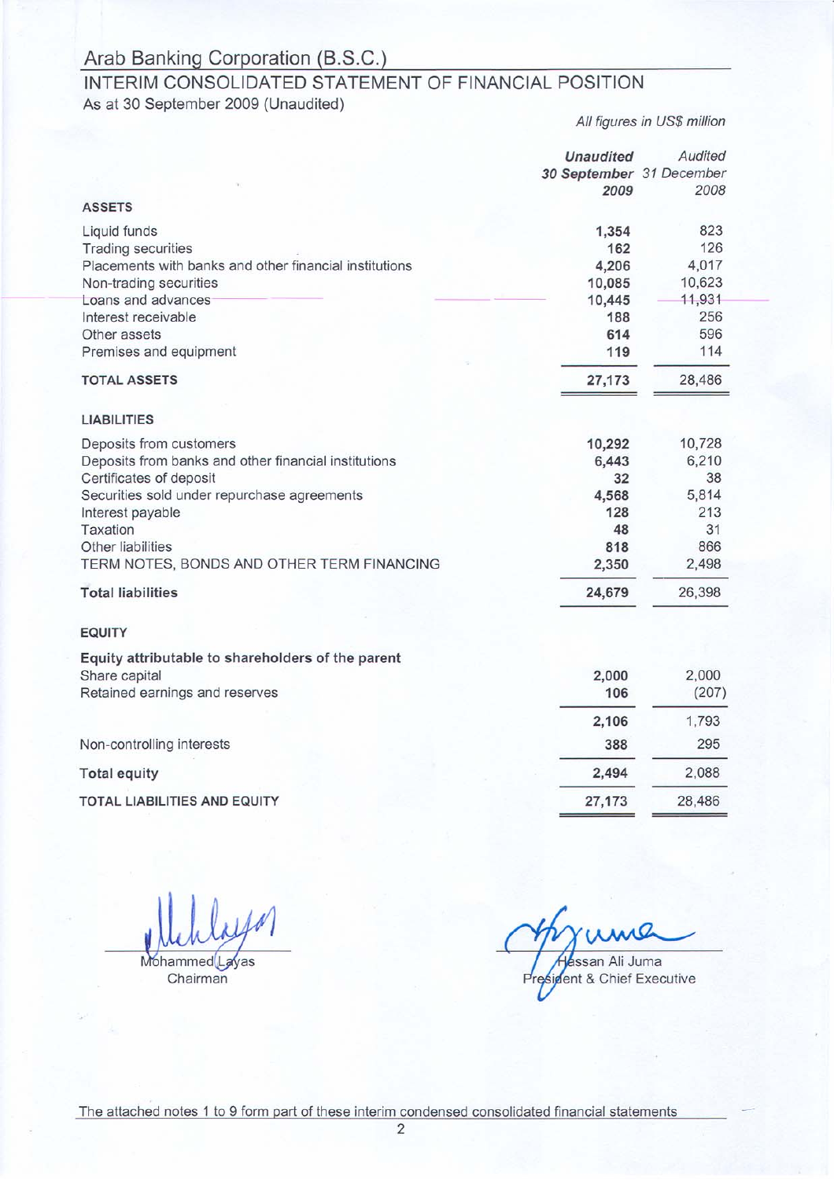# Arab Banking Corporation (B.S.C.)

## INTERIM CONSOLIDATED STATEMENT OF FINANCIAL POSITION

As at 30 September 2009 (Unaudited)

*All figures in US$ million*

| | ***Unaudited*** ***30 September*** ***2009*** | *Audited* *31 December* *2008* |
|---|---|---|
| **ASSETS** | | |
| Liquid funds | **1,354** | 823 |
| Trading securities | **162** | 126 |
| Placements with banks and other financial institutions | **4,206** | 4,017 |
| Non-trading securities | **10,085** | 10,623 |
| Loans and advances | **10,445** | 11,931 |
| Interest receivable | **188** | 256 |
| Other assets | **614** | 596 |
| Premises and equipment | **119** | 114 |
| **TOTAL ASSETS** | **27,173** | 28,486 |
| **LIABILITIES** | | |
| Deposits from customers | **10,292** | 10,728 |
| Deposits from banks and other financial institutions | **6,443** | 6,210 |
| Certificates of deposit | **32** | 38 |
| Securities sold under repurchase agreements | **4,568** | 5,814 |
| Interest payable | **128** | 213 |
| Taxation | **48** | 31 |
| Other liabilities | **818** | 866 |
| TERM NOTES, BONDS AND OTHER TERM FINANCING | **2,350** | 2,498 |
| **Total liabilities** | **24,679** | 26,398 |
| **EQUITY** | | |
| **Equity attributable to shareholders of the parent** | | |
| Share capital | **2,000** | 2,000 |
| Retained earnings and reserves | **106** | (207) |
| | **2,106** | 1,793 |
| Non-controlling interests | **388** | 295 |
| **Total equity** | **2,494** | 2,088 |
| **TOTAL LIABILITIES AND EQUITY** | **27,173** | 28,486 |

Mohammed Layas
Chairman

Hassan Ali Juma
President & Chief Executive

The attached notes 1 to 9 form part of these interim condensed consolidated financial statements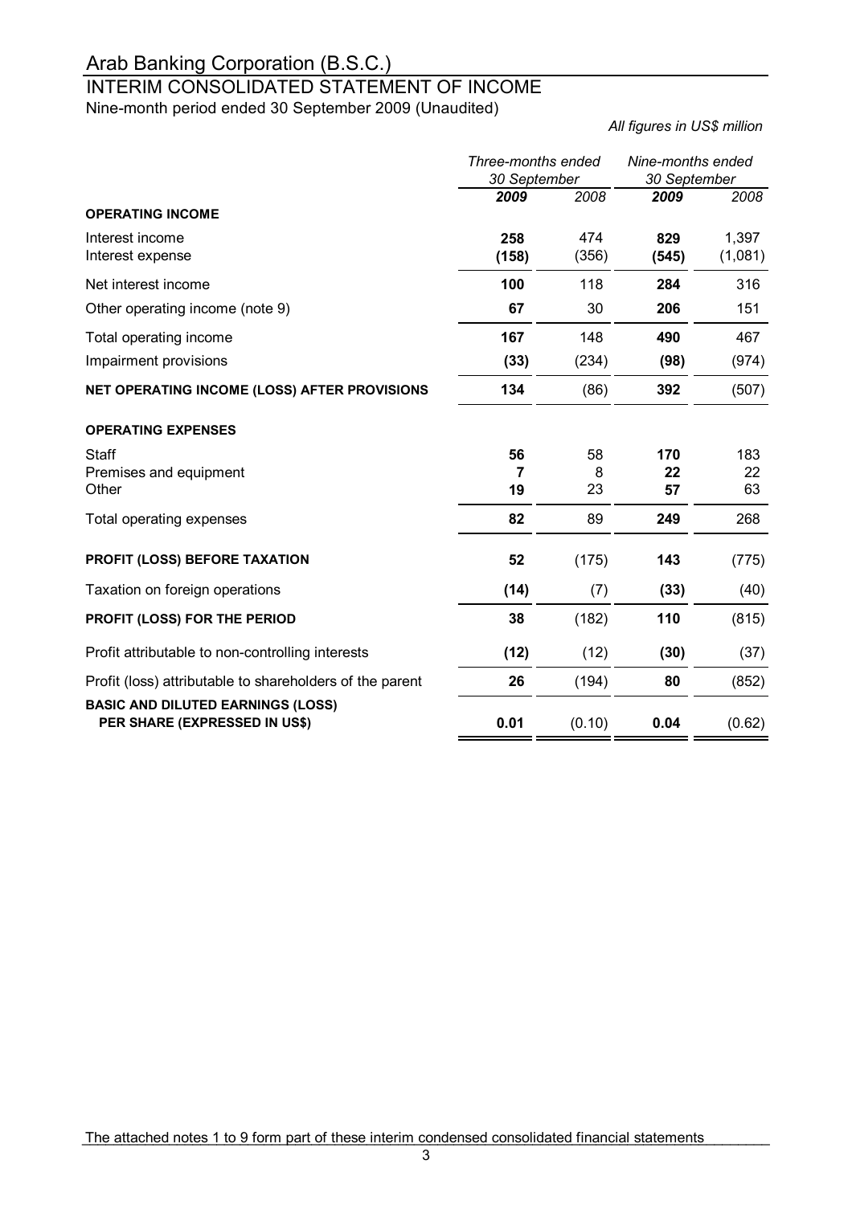# Arab Banking Corporation (B.S.C.)

## INTERIM CONSOLIDATED STATEMENT OF INCOME

Nine-month period ended 30 September 2009 (Unaudited)

*All figures in US$ million*

| | *Three-months ended 30 September* | | *Nine-months ended 30 September* | |
|---|---|---|---|---|
| | ***2009*** | *2008* | ***2009*** | *2008* |
| **OPERATING INCOME** | | | | |
| Interest income | **258** | 474 | **829** | 1,397 |
| Interest expense | **(158)** | (356) | **(545)** | (1,081) |
| Net interest income | **100** | 118 | **284** | 316 |
| Other operating income (note 9) | **67** | 30 | **206** | 151 |
| Total operating income | **167** | 148 | **490** | 467 |
| Impairment provisions | **(33)** | (234) | **(98)** | (974) |
| **NET OPERATING INCOME (LOSS) AFTER PROVISIONS** | **134** | (86) | **392** | (507) |
| **OPERATING EXPENSES** | | | | |
| Staff | **56** | 58 | **170** | 183 |
| Premises and equipment | **7** | 8 | **22** | 22 |
| Other | **19** | 23 | **57** | 63 |
| Total operating expenses | **82** | 89 | **249** | 268 |
| **PROFIT (LOSS) BEFORE TAXATION** | **52** | (175) | **143** | (775) |
| Taxation on foreign operations | **(14)** | (7) | **(33)** | (40) |
| **PROFIT (LOSS) FOR THE PERIOD** | **38** | (182) | **110** | (815) |
| Profit attributable to non-controlling interests | **(12)** | (12) | **(30)** | (37) |
| Profit (loss) attributable to shareholders of the parent | **26** | (194) | **80** | (852) |
| **BASIC AND DILUTED EARNINGS (LOSS) PER SHARE (EXPRESSED IN US$)** | **0.01** | (0.10) | **0.04** | (0.62) |

The attached notes 1 to 9 form part of these interim condensed consolidated financial statements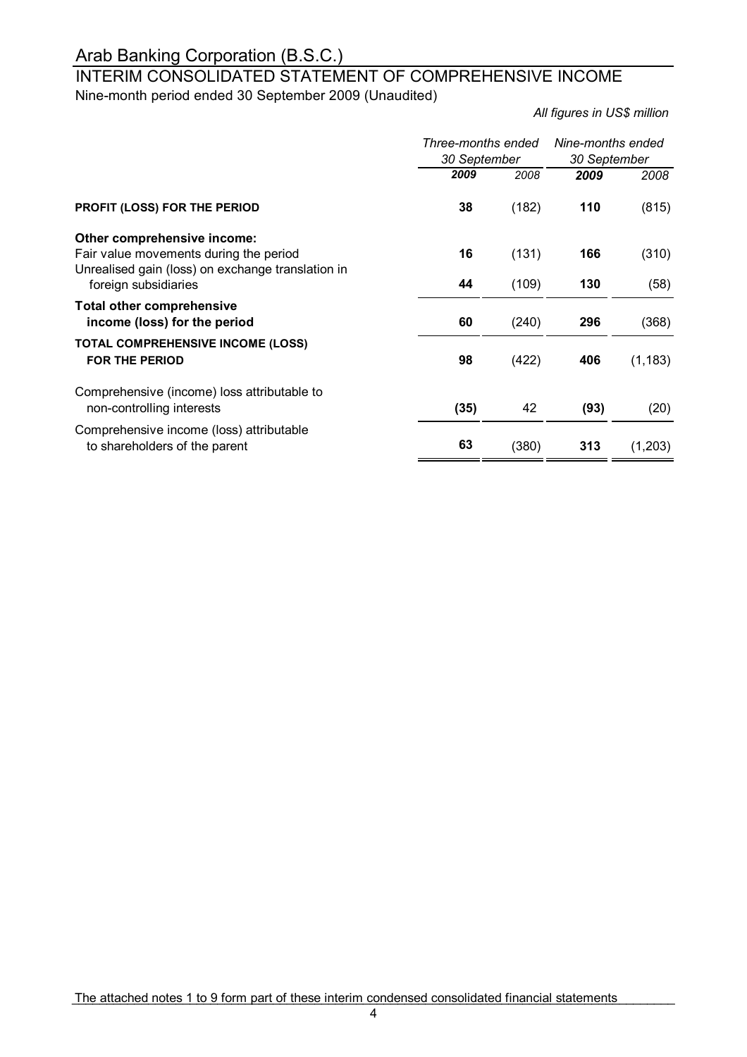# Arab Banking Corporation (B.S.C.)

## INTERIM CONSOLIDATED STATEMENT OF COMPREHENSIVE INCOME

Nine-month period ended 30 September 2009 (Unaudited)

*All figures in US$ million*

| | *Three-months ended 30 September* | | *Nine-months ended 30 September* | |
|---|---|---|---|---|
| | ***2009*** | *2008* | ***2009*** | *2008* |
| **PROFIT (LOSS) FOR THE PERIOD** | **38** | (182) | **110** | (815) |
| **Other comprehensive income:** | | | | |
| Fair value movements during the period | **16** | (131) | **166** | (310) |
| Unrealised gain (loss) on exchange translation in foreign subsidiaries | **44** | (109) | **130** | (58) |
| **Total other comprehensive income (loss) for the period** | **60** | (240) | **296** | (368) |
| **TOTAL COMPREHENSIVE INCOME (LOSS) FOR THE PERIOD** | **98** | (422) | **406** | (1,183) |
| Comprehensive (income) loss attributable to non-controlling interests | **(35)** | 42 | **(93)** | (20) |
| Comprehensive income (loss) attributable to shareholders of the parent | **63** | (380) | **313** | (1,203) |

The attached notes 1 to 9 form part of these interim condensed consolidated financial statements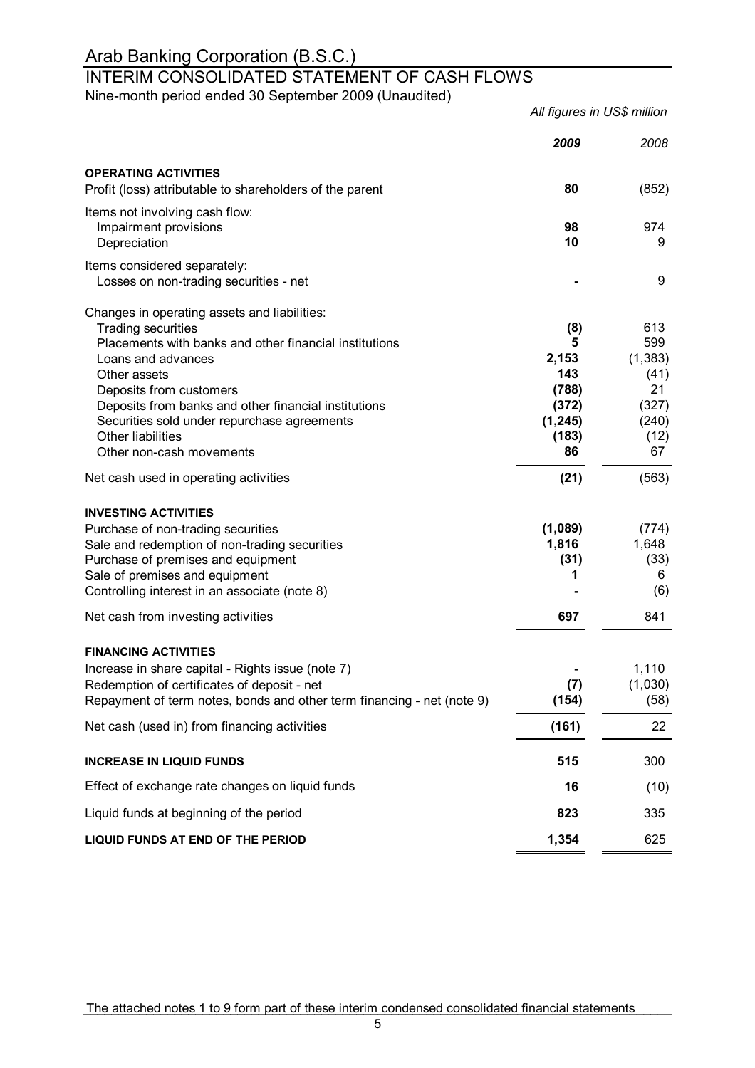# Arab Banking Corporation (B.S.C.)

## INTERIM CONSOLIDATED STATEMENT OF CASH FLOWS

Nine-month period ended 30 September 2009 (Unaudited)

*All figures in US$ million*

| | **2009** | *2008* |
|---|---|---|
| **OPERATING ACTIVITIES** | | |
| Profit (loss) attributable to shareholders of the parent | **80** | (852) |
| Items not involving cash flow: | | |
| Impairment provisions | **98** | 974 |
| Depreciation | **10** | 9 |
| Items considered separately: | | |
| Losses on non-trading securities - net | **-** | 9 |
| Changes in operating assets and liabilities: | | |
| Trading securities | **(8)** | 613 |
| Placements with banks and other financial institutions | **5** | 599 |
| Loans and advances | **2,153** | (1,383) |
| Other assets | **143** | (41) |
| Deposits from customers | **(788)** | 21 |
| Deposits from banks and other financial institutions | **(372)** | (327) |
| Securities sold under repurchase agreements | **(1,245)** | (240) |
| Other liabilities | **(183)** | (12) |
| Other non-cash movements | **86** | 67 |
| Net cash used in operating activities | **(21)** | (563) |
| **INVESTING ACTIVITIES** | | |
| Purchase of non-trading securities | **(1,089)** | (774) |
| Sale and redemption of non-trading securities | **1,816** | 1,648 |
| Purchase of premises and equipment | **(31)** | (33) |
| Sale of premises and equipment | **1** | 6 |
| Controlling interest in an associate (note 8) | **-** | (6) |
| Net cash from investing activities | **697** | 841 |
| **FINANCING ACTIVITIES** | | |
| Increase in share capital - Rights issue (note 7) | **-** | 1,110 |
| Redemption of certificates of deposit - net | **(7)** | (1,030) |
| Repayment of term notes, bonds and other term financing - net (note 9) | **(154)** | (58) |
| Net cash (used in) from financing activities | **(161)** | 22 |
| **INCREASE IN LIQUID FUNDS** | **515** | 300 |
| Effect of exchange rate changes on liquid funds | **16** | (10) |
| Liquid funds at beginning of the period | **823** | 335 |
| **LIQUID FUNDS AT END OF THE PERIOD** | **1,354** | 625 |

The attached notes 1 to 9 form part of these interim condensed consolidated financial statements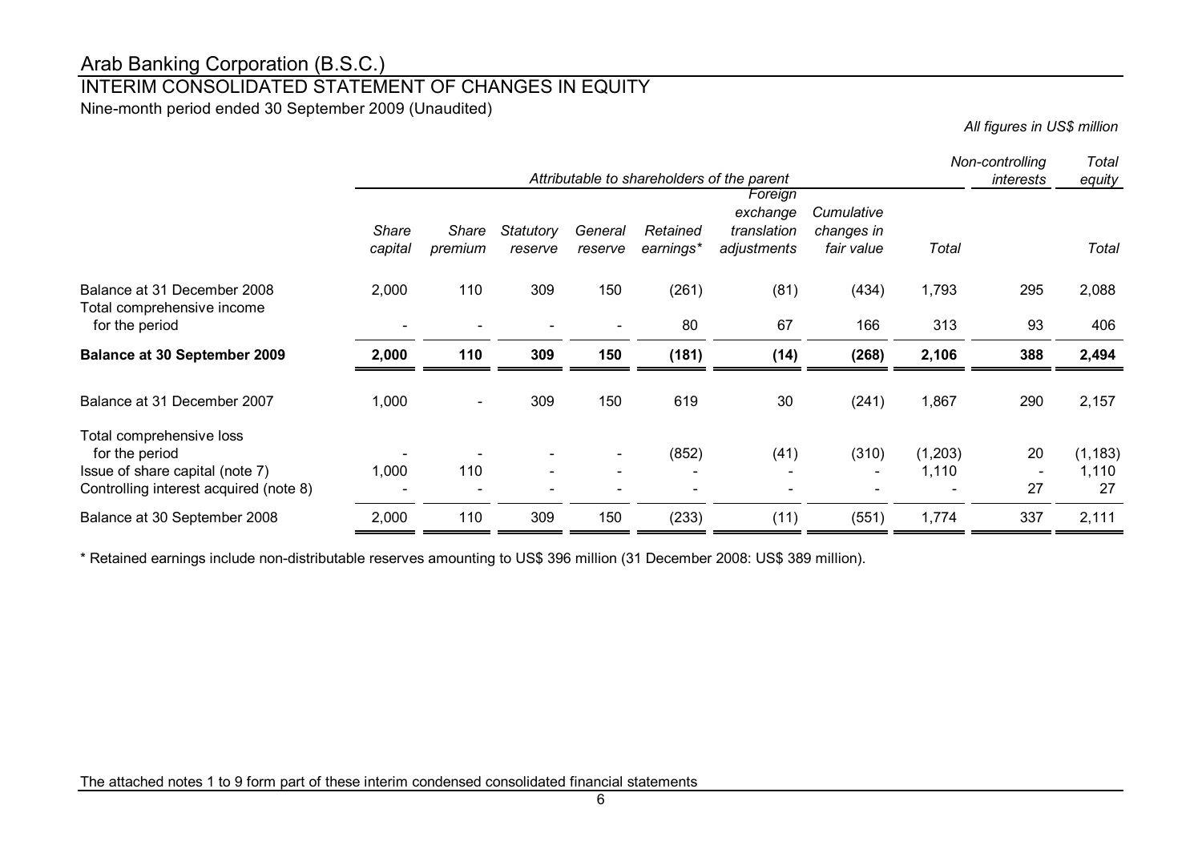# Arab Banking Corporation (B.S.C.)

## INTERIM CONSOLIDATED STATEMENT OF CHANGES IN EQUITY

Nine-month period ended 30 September 2009 (Unaudited)

*All figures in US$ million*

| | *Attributable to shareholders of the parent* | | | | | | | | *Non-controlling interests* | *Total equity* |
|---|---|---|---|---|---|---|---|---|---|---|
| | *Share capital* | *Share premium* | *Statutory reserve* | *General reserve* | *Retained earnings** | *Foreign exchange translation adjustments* | *Cumulative changes in fair value* | *Total* | | *Total* |
| Balance at 31 December 2008 | 2,000 | 110 | 309 | 150 | (261) | (81) | (434) | 1,793 | 295 | 2,088 |
| Total comprehensive income for the period | - | - | - | - | 80 | 67 | 166 | 313 | 93 | 406 |
| **Balance at 30 September 2009** | **2,000** | **110** | **309** | **150** | **(181)** | **(14)** | **(268)** | **2,106** | **388** | **2,494** |
| Balance at 31 December 2007 | 1,000 | - | 309 | 150 | 619 | 30 | (241) | 1,867 | 290 | 2,157 |
| Total comprehensive loss for the period | - | - | - | - | (852) | (41) | (310) | (1,203) | 20 | (1,183) |
| Issue of share capital (note 7) | 1,000 | 110 | - | - | - | - | - | 1,110 | - | 1,110 |
| Controlling interest acquired (note 8) | - | - | - | - | - | - | - | - | 27 | 27 |
| Balance at 30 September 2008 | 2,000 | 110 | 309 | 150 | (233) | (11) | (551) | 1,774 | 337 | 2,111 |

\* Retained earnings include non-distributable reserves amounting to US$ 396 million (31 December 2008: US$ 389 million).

The attached notes 1 to 9 form part of these interim condensed consolidated financial statements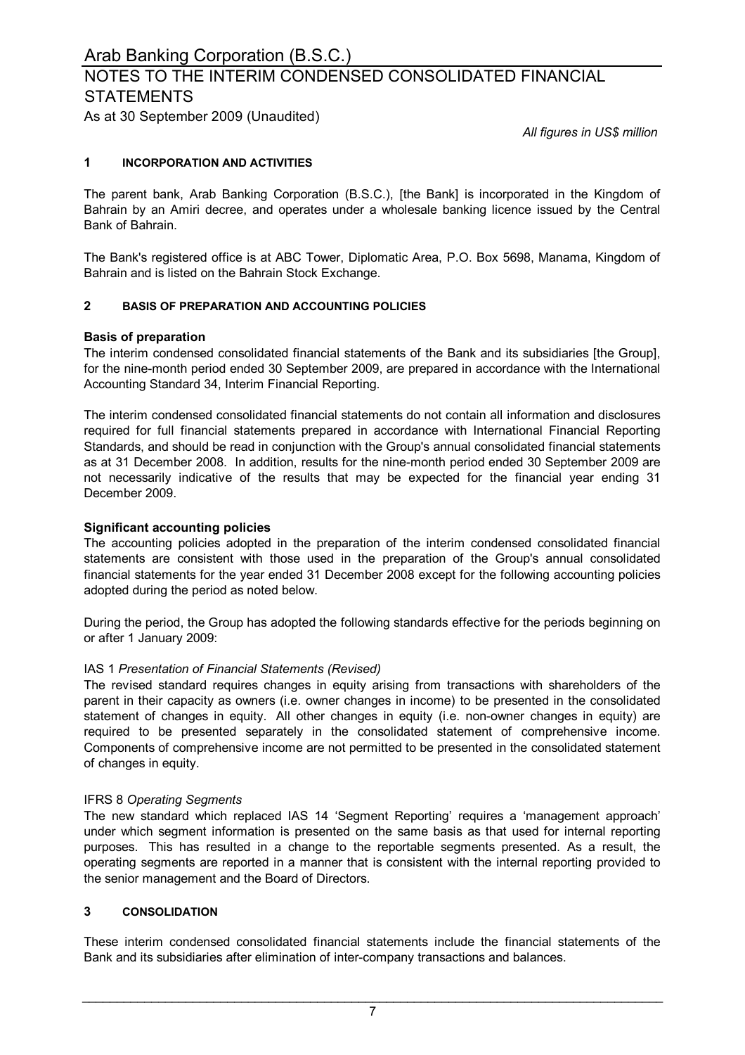# Arab Banking Corporation (B.S.C.)

## NOTES TO THE INTERIM CONDENSED CONSOLIDATED FINANCIAL STATEMENTS

As at 30 September 2009 (Unaudited)

*All figures in US$ million*

### 1 INCORPORATION AND ACTIVITIES

The parent bank, Arab Banking Corporation (B.S.C.), [the Bank] is incorporated in the Kingdom of Bahrain by an Amiri decree, and operates under a wholesale banking licence issued by the Central Bank of Bahrain.

The Bank's registered office is at ABC Tower, Diplomatic Area, P.O. Box 5698, Manama, Kingdom of Bahrain and is listed on the Bahrain Stock Exchange.

### 2 BASIS OF PREPARATION AND ACCOUNTING POLICIES

**Basis of preparation**

The interim condensed consolidated financial statements of the Bank and its subsidiaries [the Group], for the nine-month period ended 30 September 2009, are prepared in accordance with the International Accounting Standard 34, Interim Financial Reporting.

The interim condensed consolidated financial statements do not contain all information and disclosures required for full financial statements prepared in accordance with International Financial Reporting Standards, and should be read in conjunction with the Group's annual consolidated financial statements as at 31 December 2008. In addition, results for the nine-month period ended 30 September 2009 are not necessarily indicative of the results that may be expected for the financial year ending 31 December 2009.

**Significant accounting policies**

The accounting policies adopted in the preparation of the interim condensed consolidated financial statements are consistent with those used in the preparation of the Group's annual consolidated financial statements for the year ended 31 December 2008 except for the following accounting policies adopted during the period as noted below.

During the period, the Group has adopted the following standards effective for the periods beginning on or after 1 January 2009:

IAS 1 *Presentation of Financial Statements (Revised)*

The revised standard requires changes in equity arising from transactions with shareholders of the parent in their capacity as owners (i.e. owner changes in income) to be presented in the consolidated statement of changes in equity. All other changes in equity (i.e. non-owner changes in equity) are required to be presented separately in the consolidated statement of comprehensive income. Components of comprehensive income are not permitted to be presented in the consolidated statement of changes in equity.

IFRS 8 *Operating Segments*

The new standard which replaced IAS 14 'Segment Reporting' requires a 'management approach' under which segment information is presented on the same basis as that used for internal reporting purposes. This has resulted in a change to the reportable segments presented. As a result, the operating segments are reported in a manner that is consistent with the internal reporting provided to the senior management and the Board of Directors.

### 3 CONSOLIDATION

These interim condensed consolidated financial statements include the financial statements of the Bank and its subsidiaries after elimination of inter-company transactions and balances.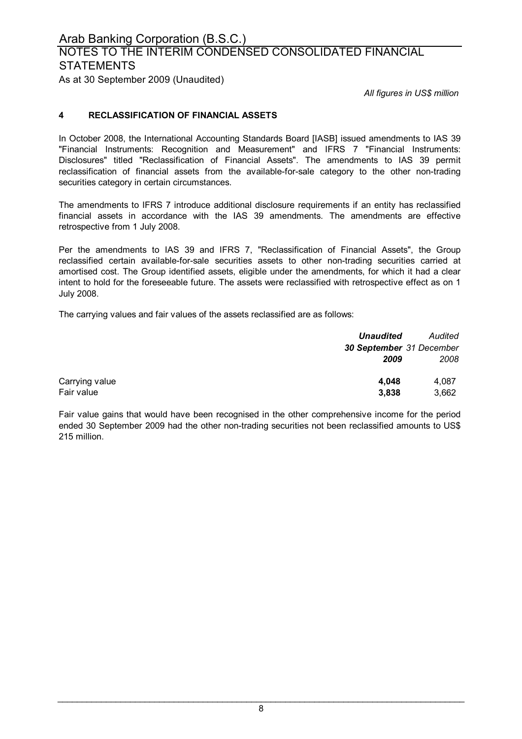*All figures in US$ million*

## 4 RECLASSIFICATION OF FINANCIAL ASSETS

In October 2008, the International Accounting Standards Board [IASB] issued amendments to IAS 39 "Financial Instruments: Recognition and Measurement" and IFRS 7 "Financial Instruments: Disclosures" titled "Reclassification of Financial Assets". The amendments to IAS 39 permit reclassification of financial assets from the available-for-sale category to the other non-trading securities category in certain circumstances.

The amendments to IFRS 7 introduce additional disclosure requirements if an entity has reclassified financial assets in accordance with the IAS 39 amendments. The amendments are effective retrospective from 1 July 2008.

Per the amendments to IAS 39 and IFRS 7, "Reclassification of Financial Assets", the Group reclassified certain available-for-sale securities assets to other non-trading securities carried at amortised cost. The Group identified assets, eligible under the amendments, for which it had a clear intent to hold for the foreseeable future. The assets were reclassified with retrospective effect as on 1 July 2008.

The carrying values and fair values of the assets reclassified are as follows:

| | ***Unaudited*** | *Audited* |
|---|---|---|
| | ***30 September*** | *31 December* |
| | ***2009*** | *2008* |
| Carrying value | **4,048** | 4,087 |
| Fair value | **3,838** | 3,662 |

Fair value gains that would have been recognised in the other comprehensive income for the period ended 30 September 2009 had the other non-trading securities not been reclassified amounts to US$ 215 million.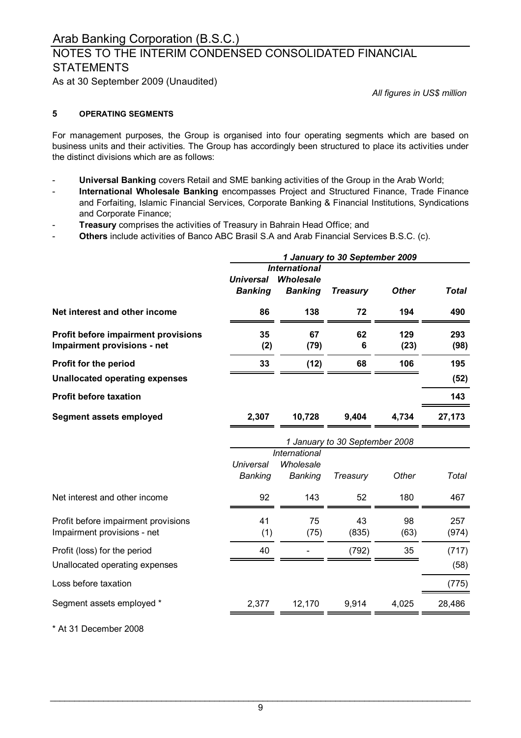# Arab Banking Corporation (B.S.C.)

## NOTES TO THE INTERIM CONDENSED CONSOLIDATED FINANCIAL STATEMENTS

As at 30 September 2009 (Unaudited)

*All figures in US$ million*

### 5 OPERATING SEGMENTS

For management purposes, the Group is organised into four operating segments which are based on business units and their activities. The Group has accordingly been structured to place its activities under the distinct divisions which are as follows:

- **Universal Banking** covers Retail and SME banking activities of the Group in the Arab World;
- **International Wholesale Banking** encompasses Project and Structured Finance, Trade Finance and Forfaiting, Islamic Financial Services, Corporate Banking & Financial Institutions, Syndications and Corporate Finance;
- **Treasury** comprises the activities of Treasury in Bahrain Head Office; and
- **Others** include activities of Banco ABC Brasil S.A and Arab Financial Services B.S.C. (c).

| | ***1 January to 30 September 2009*** | | | | |
|---|---|---|---|---|---|
| | ***Universal Banking*** | ***International Wholesale Banking*** | ***Treasury*** | ***Other*** | ***Total*** |
| **Net interest and other income** | **86** | **138** | **72** | **194** | **490** |
| **Profit before impairment provisions** | **35** | **67** | **62** | **129** | **293** |
| **Impairment provisions - net** | **(2)** | **(79)** | **6** | **(23)** | **(98)** |
| **Profit for the period** | **33** | **(12)** | **68** | **106** | **195** |
| **Unallocated operating expenses** | | | | | **(52)** |
| **Profit before taxation** | | | | | **143** |
| **Segment assets employed** | **2,307** | **10,728** | **9,404** | **4,734** | **27,173** |

| | *1 January to 30 September 2008* | | | | |
|---|---|---|---|---|---|
| | *Universal Banking* | *International Wholesale Banking* | *Treasury* | *Other* | *Total* |
| Net interest and other income | 92 | 143 | 52 | 180 | 467 |
| Profit before impairment provisions | 41 | 75 | 43 | 98 | 257 |
| Impairment provisions - net | (1) | (75) | (835) | (63) | (974) |
| Profit (loss) for the period | 40 | - | (792) | 35 | (717) |
| Unallocated operating expenses | | | | | (58) |
| Loss before taxation | | | | | (775) |
| Segment assets employed * | 2,377 | 12,170 | 9,914 | 4,025 | 28,486 |

* At 31 December 2008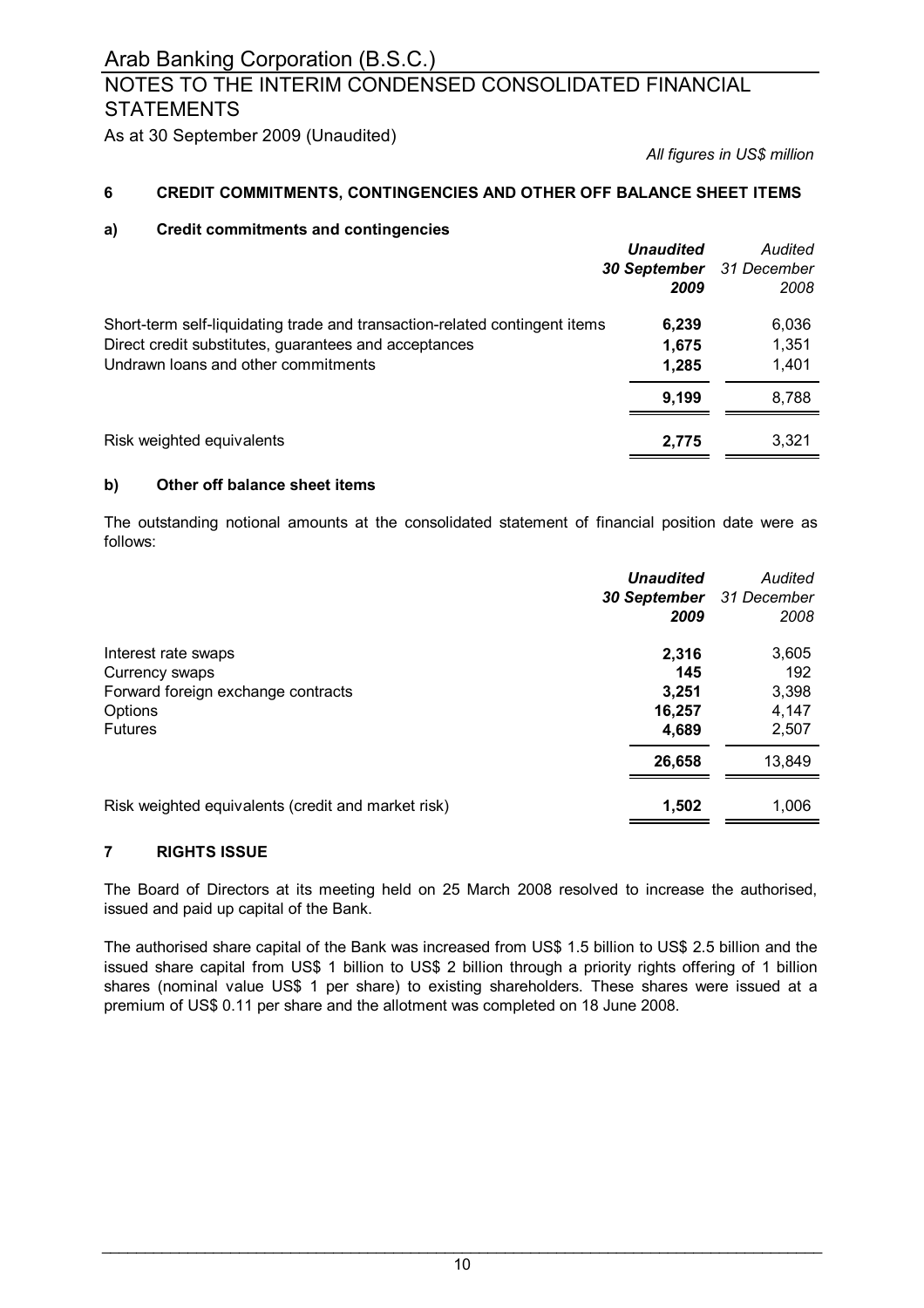# Arab Banking Corporation (B.S.C.)

## NOTES TO THE INTERIM CONDENSED CONSOLIDATED FINANCIAL STATEMENTS

As at 30 September 2009 (Unaudited)

*All figures in US$ million*

### 6 CREDIT COMMITMENTS, CONTINGENCIES AND OTHER OFF BALANCE SHEET ITEMS

#### a) Credit commitments and contingencies

| | ***Unaudited 30 September 2009*** | *Audited 31 December 2008* |
|---|---|---|
| Short-term self-liquidating trade and transaction-related contingent items | **6,239** | 6,036 |
| Direct credit substitutes, guarantees and acceptances | **1,675** | 1,351 |
| Undrawn loans and other commitments | **1,285** | 1,401 |
| | **9,199** | 8,788 |
| Risk weighted equivalents | **2,775** | 3,321 |

#### b) Other off balance sheet items

The outstanding notional amounts at the consolidated statement of financial position date were as follows:

| | ***Unaudited 30 September 2009*** | *Audited 31 December 2008* |
|---|---|---|
| Interest rate swaps | **2,316** | 3,605 |
| Currency swaps | **145** | 192 |
| Forward foreign exchange contracts | **3,251** | 3,398 |
| Options | **16,257** | 4,147 |
| Futures | **4,689** | 2,507 |
| | **26,658** | 13,849 |
| Risk weighted equivalents (credit and market risk) | **1,502** | 1,006 |

### 7 RIGHTS ISSUE

The Board of Directors at its meeting held on 25 March 2008 resolved to increase the authorised, issued and paid up capital of the Bank.

The authorised share capital of the Bank was increased from US$ 1.5 billion to US$ 2.5 billion and the issued share capital from US$ 1 billion to US$ 2 billion through a priority rights offering of 1 billion shares (nominal value US$ 1 per share) to existing shareholders. These shares were issued at a premium of US$ 0.11 per share and the allotment was completed on 18 June 2008.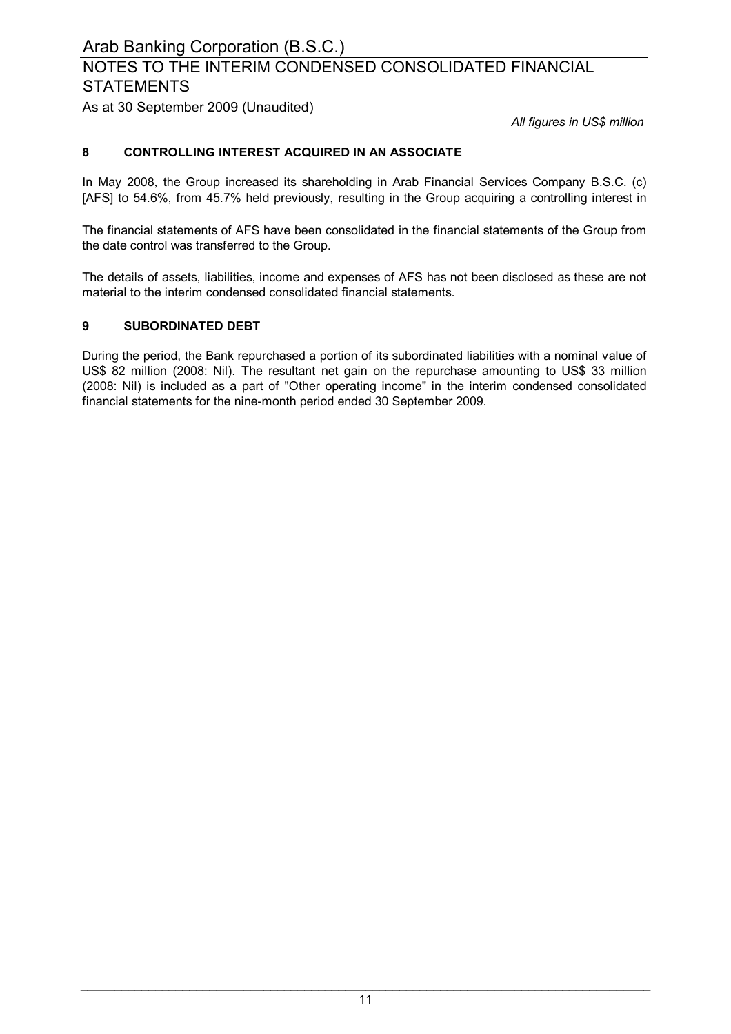*All figures in US$ million*

## 8 CONTROLLING INTEREST ACQUIRED IN AN ASSOCIATE

In May 2008, the Group increased its shareholding in Arab Financial Services Company B.S.C. (c) [AFS] to 54.6%, from 45.7% held previously, resulting in the Group acquiring a controlling interest in

The financial statements of AFS have been consolidated in the financial statements of the Group from the date control was transferred to the Group.

The details of assets, liabilities, income and expenses of AFS has not been disclosed as these are not material to the interim condensed consolidated financial statements.

## 9 SUBORDINATED DEBT

During the period, the Bank repurchased a portion of its subordinated liabilities with a nominal value of US$ 82 million (2008: Nil). The resultant net gain on the repurchase amounting to US$ 33 million (2008: Nil) is included as a part of "Other operating income" in the interim condensed consolidated financial statements for the nine-month period ended 30 September 2009.